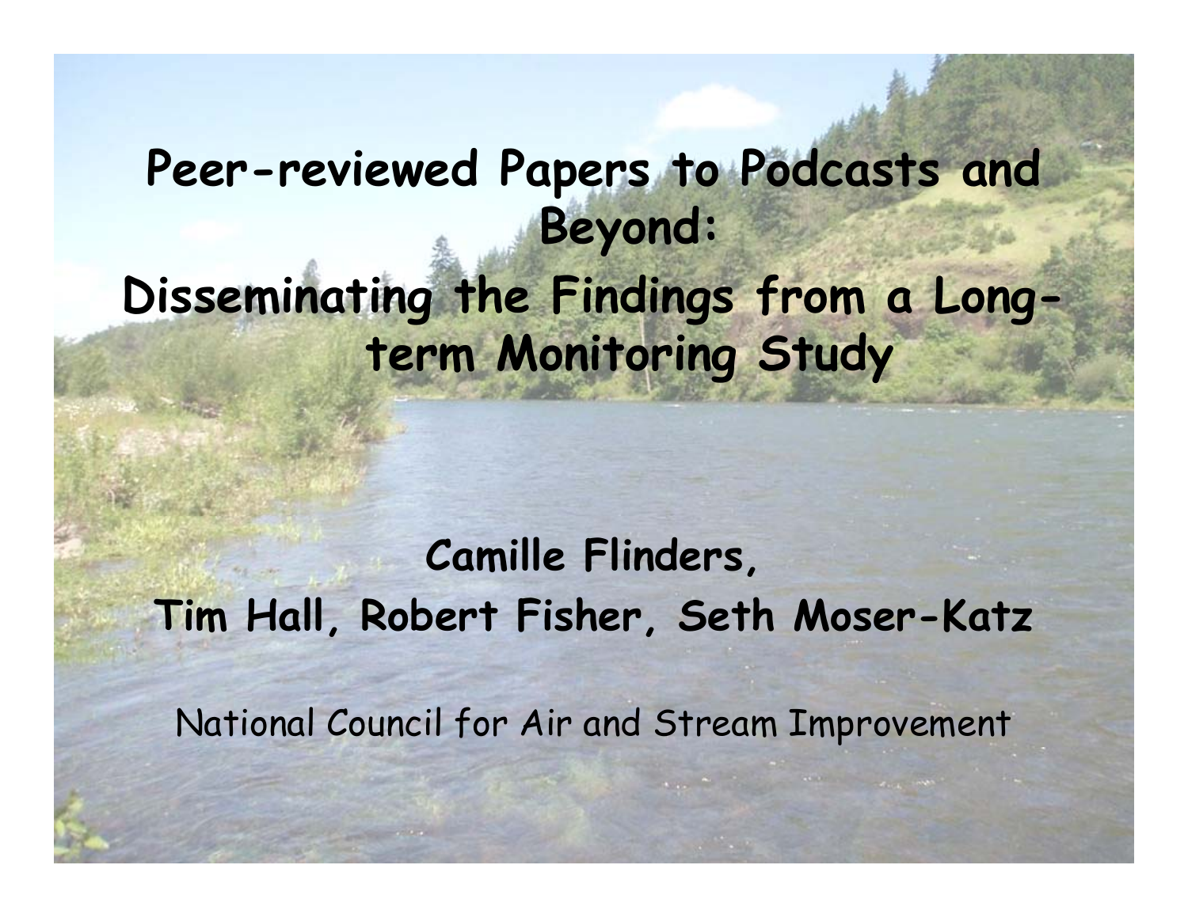# Peer-reviewed Papers to Podcasts and Beyond:

## Disseminating the Findings from a Long-term Monitoring Study

**Camille Flinders,**

**Tim Hall, Robert Fisher, Seth Moser-Katz**

National Council for Air and Stream Improvement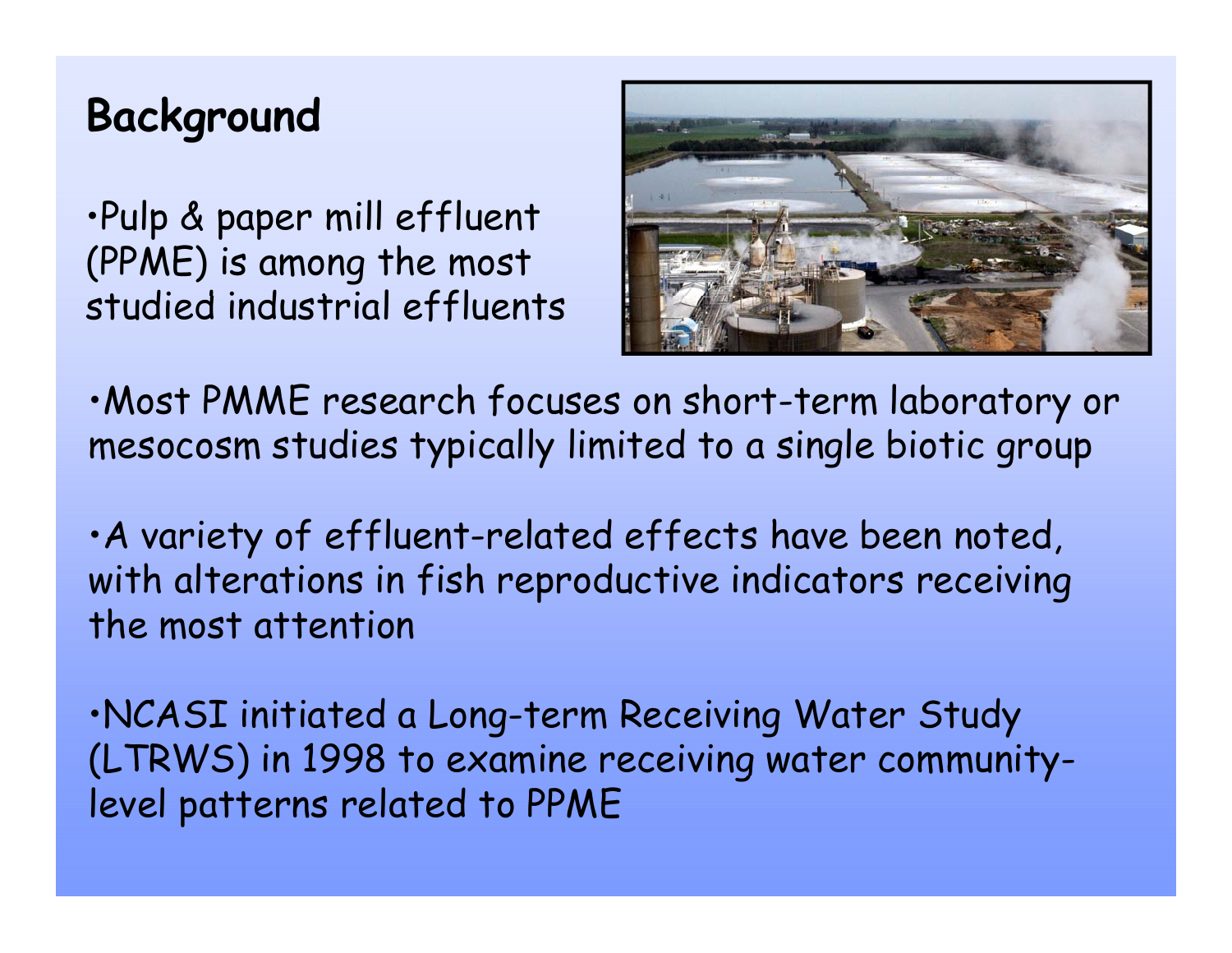## Background

- Pulp & paper mill effluent (PPME) is among the most studied industrial effluents

- Most PMME research focuses on short-term laboratory or mesocosm studies typically limited to a single biotic group

- A variety of effluent-related effects have been noted, with alterations in fish reproductive indicators receiving the most attention

- NCASI initiated a Long-term Receiving Water Study (LTRWS) in 1998 to examine receiving water community-level patterns related to PPME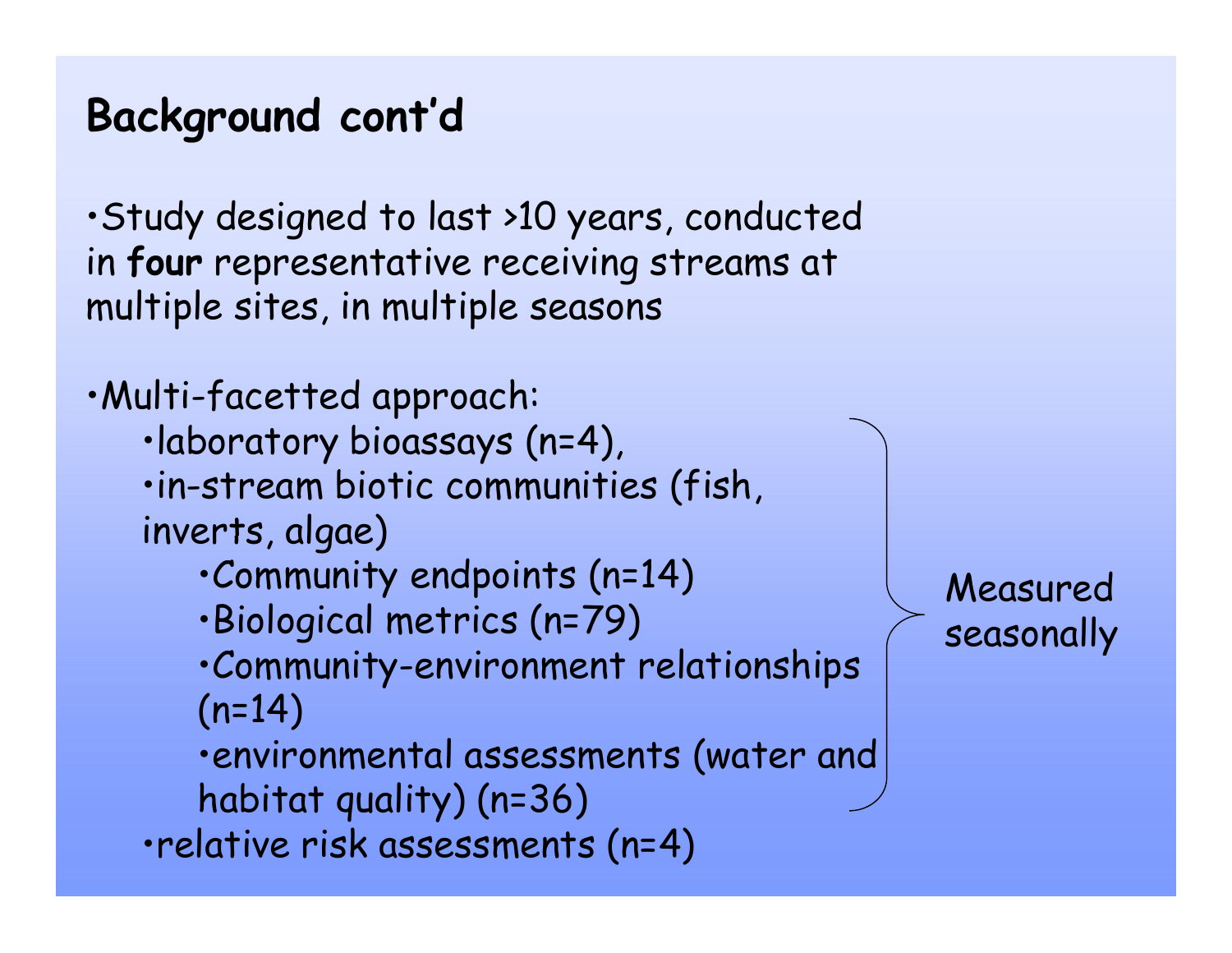## Background cont'd

- Study designed to last >10 years, conducted in **four** representative receiving streams at multiple sites, in multiple seasons

- Multi-facetted approach:
  - laboratory bioassays (n=4),
  - in-stream biotic communities (fish, inverts, algae)
    - Community endpoints (n=14)
    - Biological metrics (n=79)
    - Community-environment relationships (n=14)
    - environmental assessments (water and habitat quality) (n=36)
  - relative risk assessments (n=4)

Measured seasonally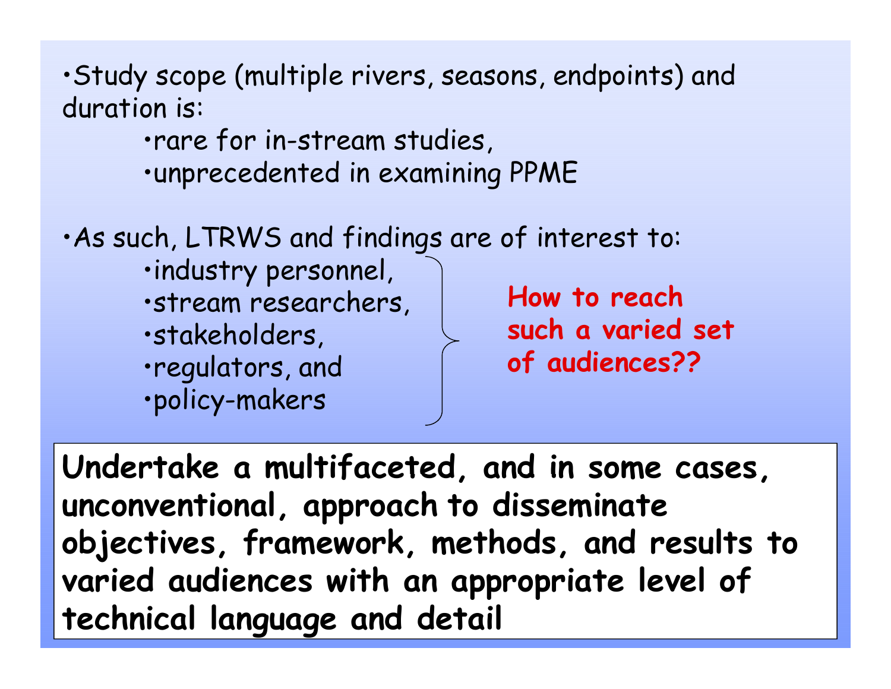- Study scope (multiple rivers, seasons, endpoints) and duration is:
  - rare for in-stream studies,
  - unprecedented in examining PPME

- As such, LTRWS and findings are of interest to:
  - industry personnel,
  - stream researchers,
  - stakeholders,
  - regulators, and
  - policy-makers

**How to reach such a varied set of audiences??**

**Undertake a multifaceted, and in some cases, unconventional, approach to disseminate objectives, framework, methods, and results to varied audiences with an appropriate level of technical language and detail**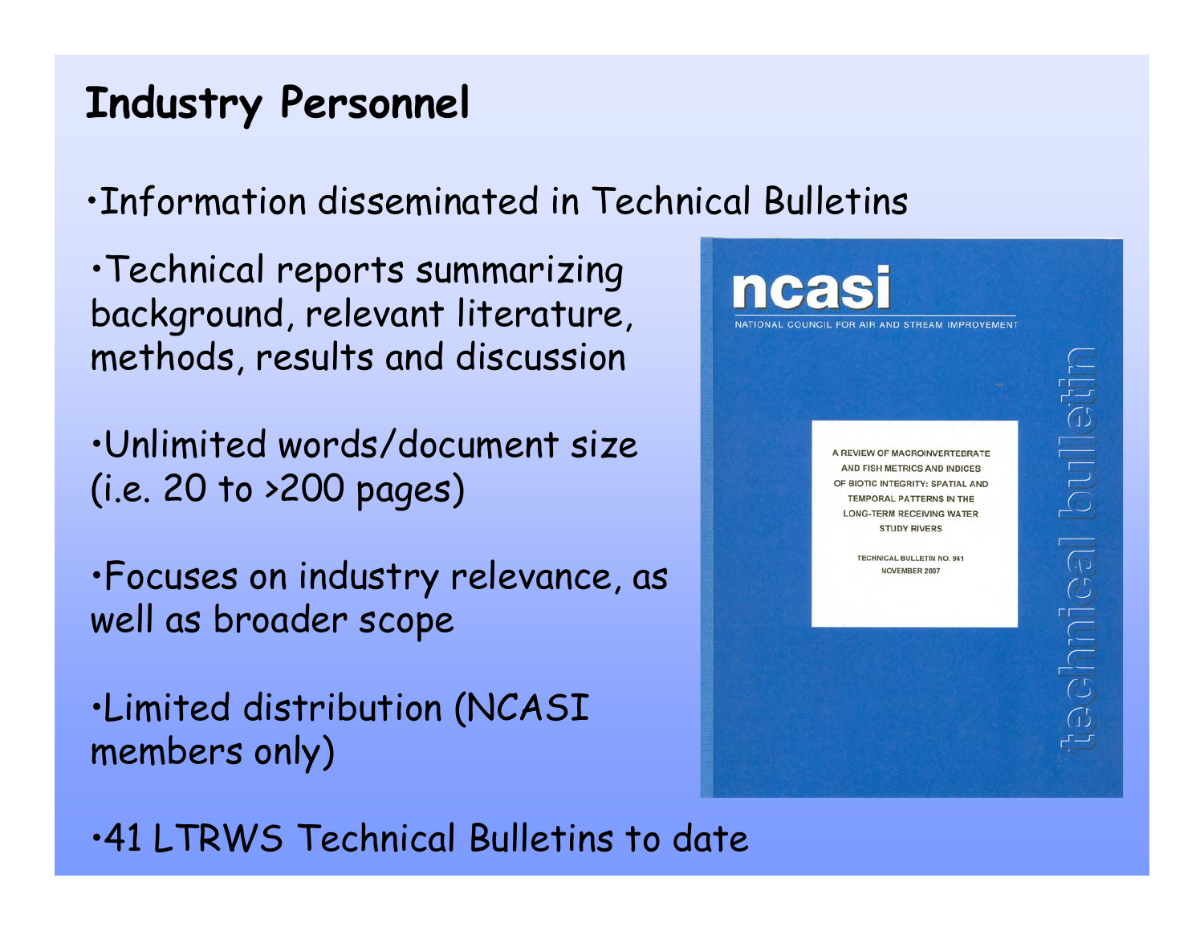# Industry Personnel

- Information disseminated in Technical Bulletins
- Technical reports summarizing background, relevant literature, methods, results and discussion
- Unlimited words/document size (i.e. 20 to >200 pages)
- Focuses on industry relevance, as well as broader scope
- Limited distribution (NCASI members only)

ncasi

NATIONAL COUNCIL FOR AIR AND STREAM IMPROVEMENT

A REVIEW OF MACROINVERTEBRATE AND FISH METRICS AND INDICES OF BIOTIC INTEGRITY: SPATIAL AND TEMPORAL PATTERNS IN THE LONG-TERM RECEIVING WATER STUDY RIVERS

TECHNICAL BULLETIN NO. 941
NOVEMBER 2007

technical bulletin

- 41 LTRWS Technical Bulletins to date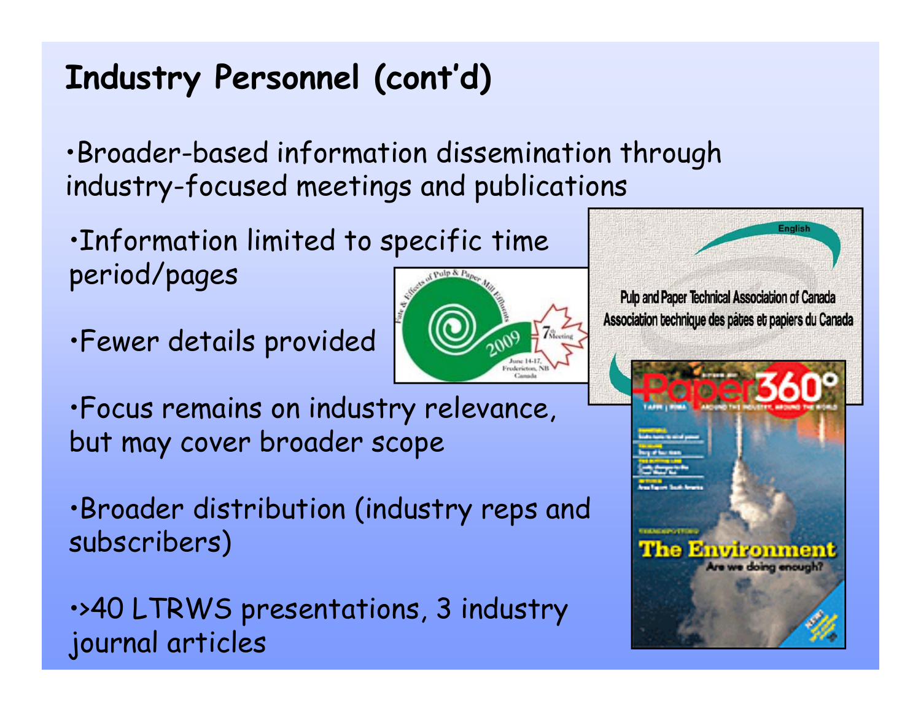# Industry Personnel (cont'd)

- Broader-based information dissemination through industry-focused meetings and publications
- Information limited to specific time period/pages
- Fewer details provided
- Focus remains on industry relevance, but may cover broader scope
- Broader distribution (industry reps and subscribers)
- >40 LTRWS presentations, 3 industry journal articles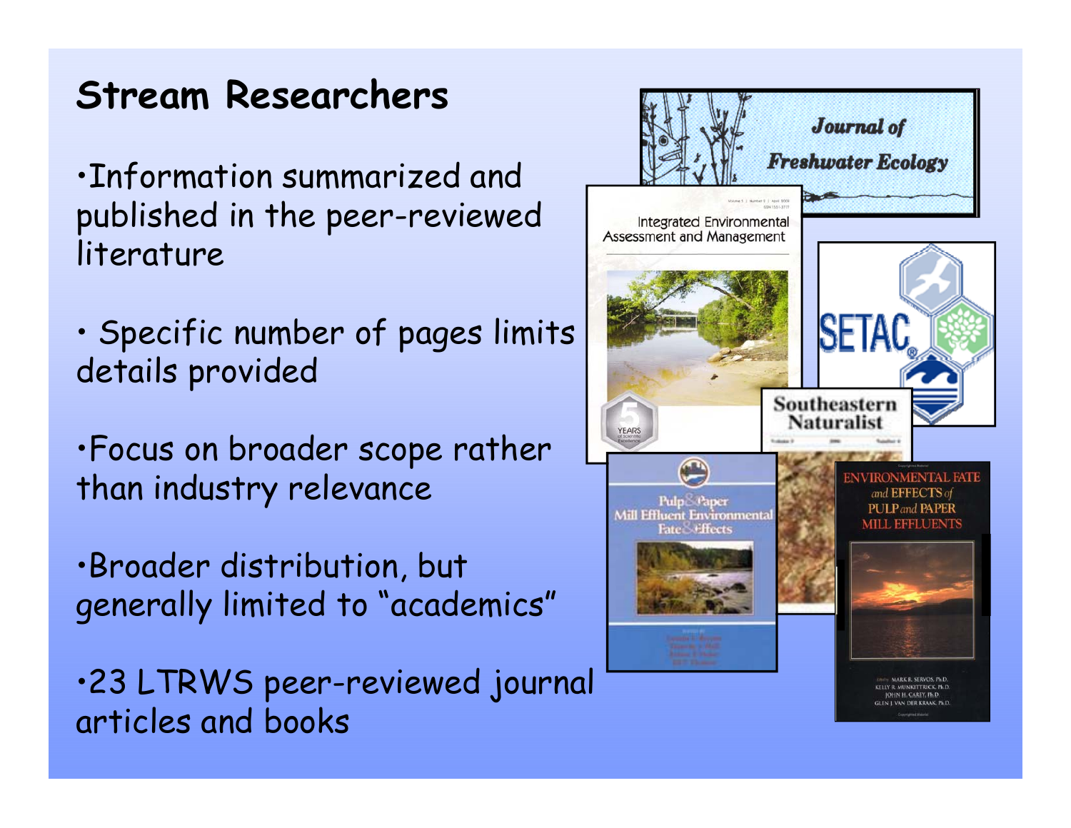## Stream Researchers

- Information summarized and published in the peer-reviewed literature
- Specific number of pages limits details provided
- Focus on broader scope rather than industry relevance
- Broader distribution, but generally limited to "academics"
- 23 LTRWS peer-reviewed journal articles and books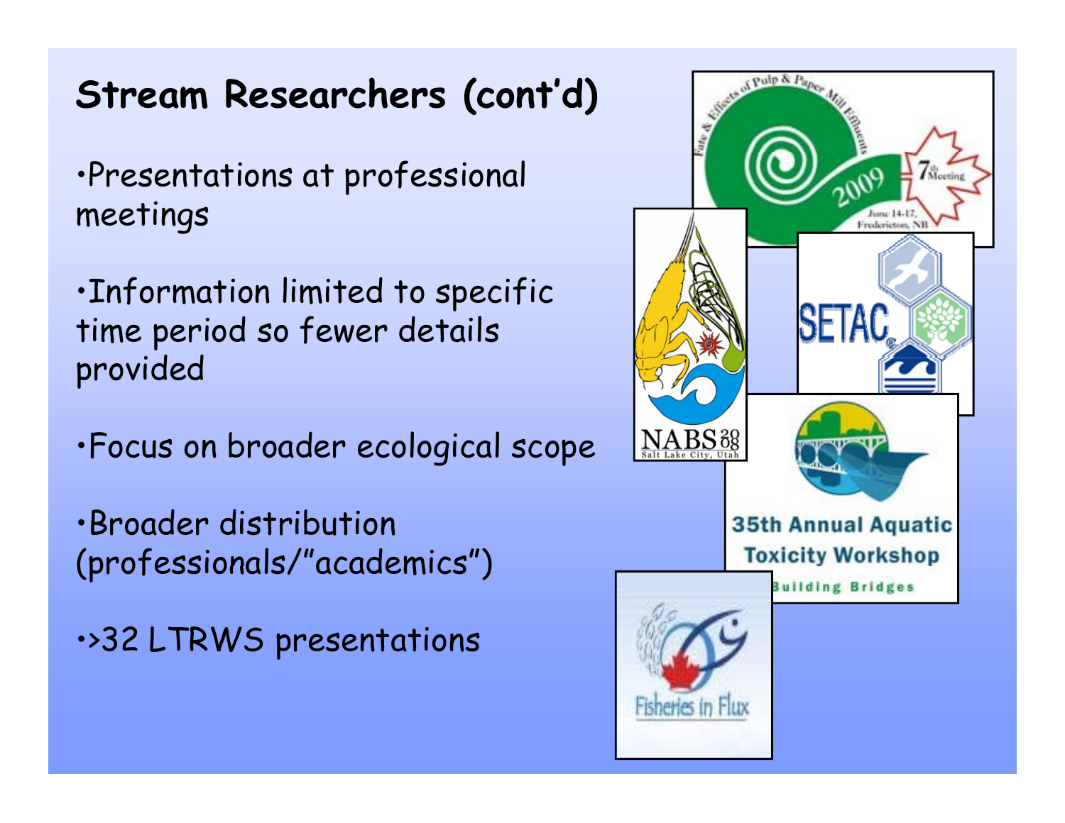# Stream Researchers (cont'd)

- Presentations at professional meetings
- Information limited to specific time period so fewer details provided
- Focus on broader ecological scope
- Broader distribution (professionals/"academics")
- >32 LTRWS presentations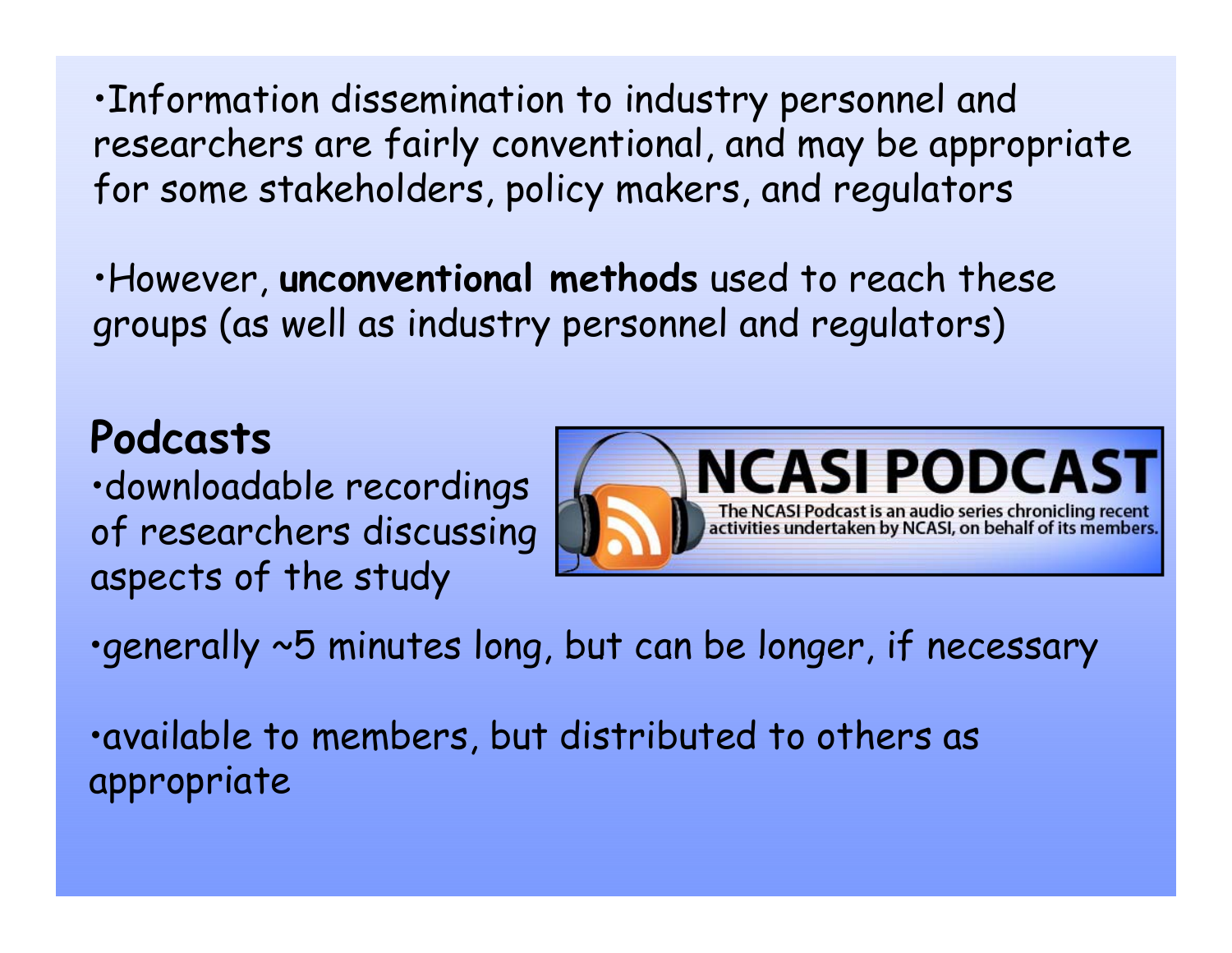- Information dissemination to industry personnel and researchers are fairly conventional, and may be appropriate for some stakeholders, policy makers, and regulators

- However, **unconventional methods** used to reach these groups (as well as industry personnel and regulators)

## Podcasts

- downloadable recordings of researchers discussing aspects of the study

NCASI PODCAST

The NCASI Podcast is an audio series chronicling recent activities undertaken by NCASI, on behalf of its members.

- generally ~5 minutes long, but can be longer, if necessary

- available to members, but distributed to others as appropriate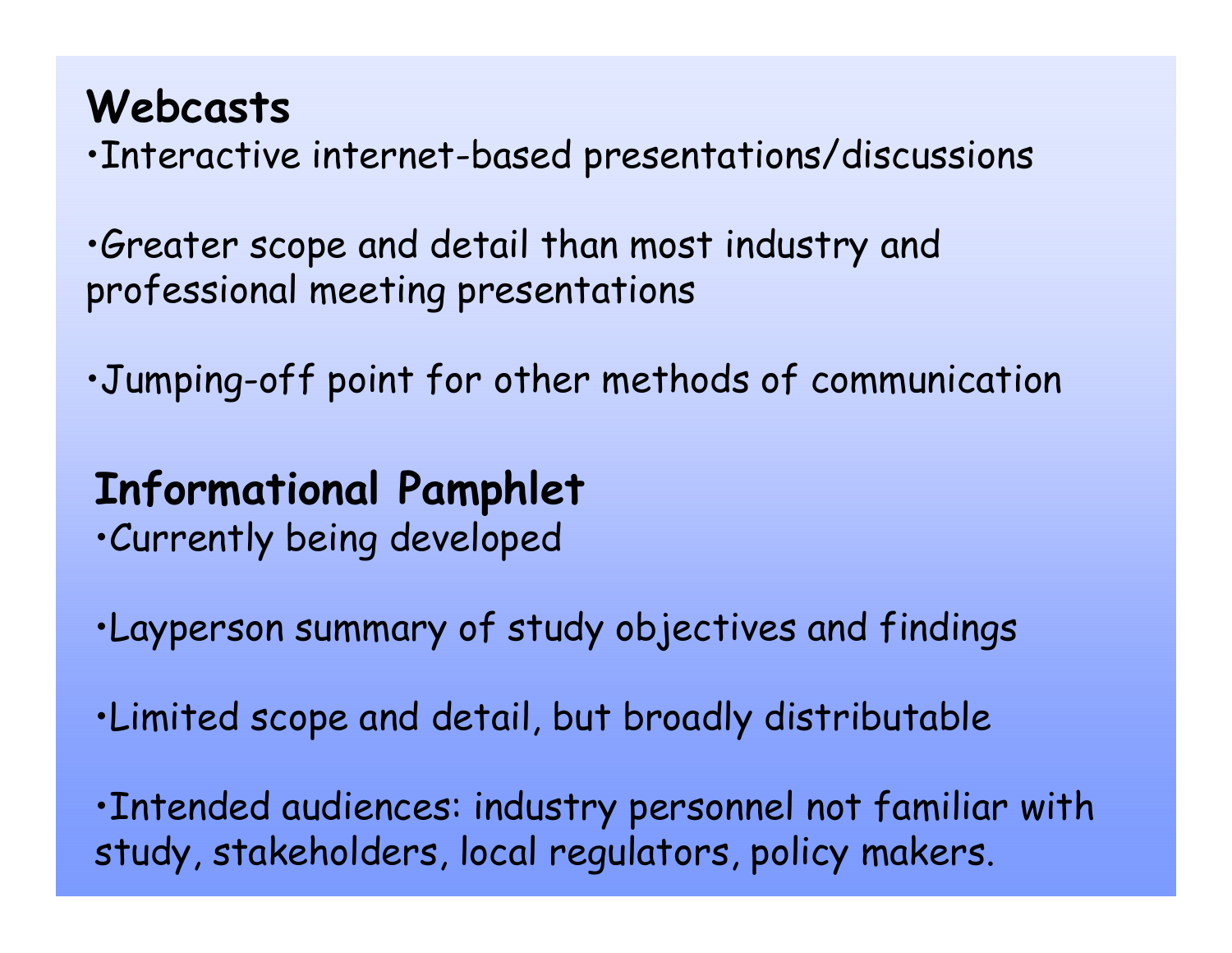## Webcasts

- Interactive internet-based presentations/discussions
- Greater scope and detail than most industry and professional meeting presentations
- Jumping-off point for other methods of communication

## Informational Pamphlet

- Currently being developed
- Layperson summary of study objectives and findings
- Limited scope and detail, but broadly distributable
- Intended audiences: industry personnel not familiar with study, stakeholders, local regulators, policy makers.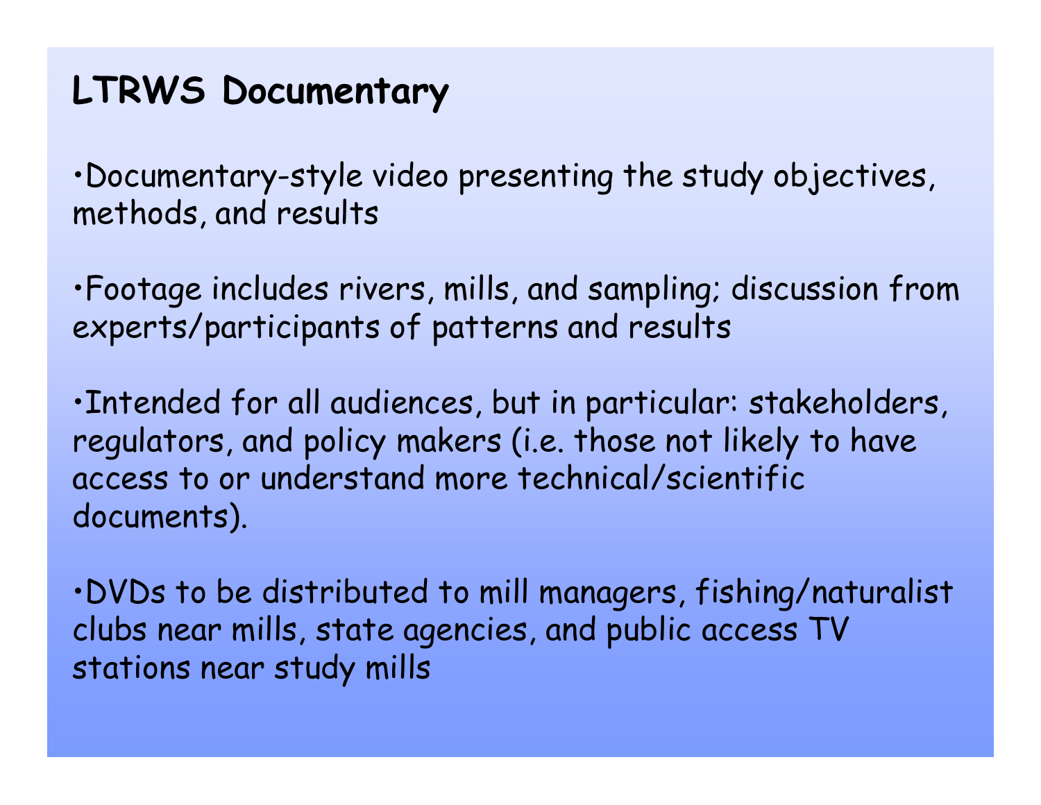## LTRWS Documentary

- Documentary-style video presenting the study objectives, methods, and results

- Footage includes rivers, mills, and sampling; discussion from experts/participants of patterns and results

- Intended for all audiences, but in particular: stakeholders, regulators, and policy makers (i.e. those not likely to have access to or understand more technical/scientific documents).

- DVDs to be distributed to mill managers, fishing/naturalist clubs near mills, state agencies, and public access TV stations near study mills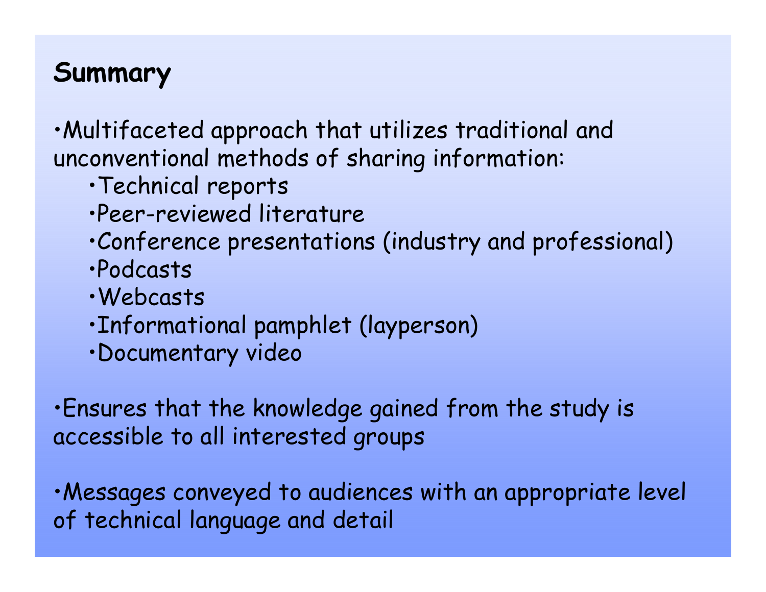## Summary

- Multifaceted approach that utilizes traditional and unconventional methods of sharing information:
    - Technical reports
    - Peer-reviewed literature
    - Conference presentations (industry and professional)
    - Podcasts
    - Webcasts
    - Informational pamphlet (layperson)
    - Documentary video
- Ensures that the knowledge gained from the study is accessible to all interested groups
- Messages conveyed to audiences with an appropriate level of technical language and detail